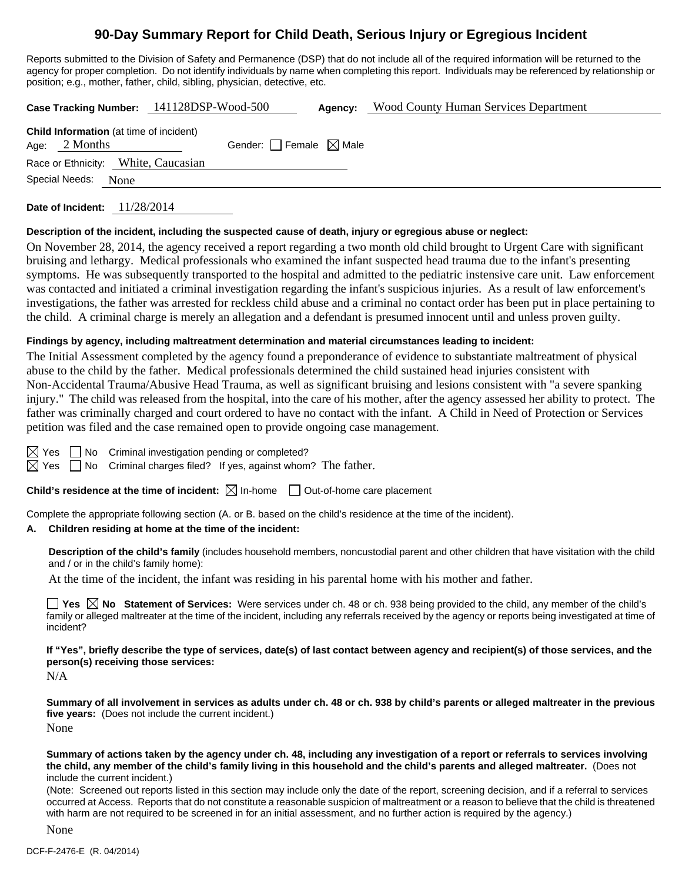# 90-Day Summary Report for Child Death, Serious Injury or Egregious Incident

Reports submitted to the Division of Safety and Permanence (DSP) that do not include all of the required information will be returned to the agency for proper completion. Do not identify individuals by name when completing this report. Individuals may be referenced by relationship or position; e.g., mother, father, child, sibling, physician, detective, etc.

**Case Tracking Number:** 141128DSP-Wood-500 **Agency:** Wood County Human Services Department

**Child Information** (at time of incident)

Age: 2 Months Gender: ☐ Female ☒ Male

Race or Ethnicity: White, Caucasian

Special Needs: None

**Date of Incident:** 11/28/2014

**Description of the incident, including the suspected cause of death, injury or egregious abuse or neglect:**

On November 28, 2014, the agency received a report regarding a two month old child brought to Urgent Care with significant bruising and lethargy. Medical professionals who examined the infant suspected head trauma due to the infant's presenting symptoms. He was subsequently transported to the hospital and admitted to the pediatric instensive care unit. Law enforcement was contacted and initiated a criminal investigation regarding the infant's suspicious injuries. As a result of law enforcement's investigations, the father was arrested for reckless child abuse and a criminal no contact order has been put in place pertaining to the child. A criminal charge is merely an allegation and a defendant is presumed innocent until and unless proven guilty.

**Findings by agency, including maltreatment determination and material circumstances leading to incident:**

The Initial Assessment completed by the agency found a preponderance of evidence to substantiate maltreatment of physical abuse to the child by the father. Medical professionals determined the child sustained head injuries consistent with Non-Accidental Trauma/Abusive Head Trauma, as well as significant bruising and lesions consistent with "a severe spanking injury." The child was released from the hospital, into the care of his mother, after the agency assessed her ability to protect. The father was criminally charged and court ordered to have no contact with the infant. A Child in Need of Protection or Services petition was filed and the case remained open to provide ongoing case management.

☒ Yes ☐ No Criminal investigation pending or completed?

☒ Yes ☐ No Criminal charges filed? If yes, against whom? The father.

**Child's residence at the time of incident:** ☒ In-home ☐ Out-of-home care placement

Complete the appropriate following section (A. or B. based on the child's residence at the time of the incident).

**A. Children residing at home at the time of the incident:**

**Description of the child's family** (includes household members, noncustodial parent and other children that have visitation with the child and / or in the child's family home):

At the time of the incident, the infant was residing in his parental home with his mother and father.

☐ **Yes** ☒ **No Statement of Services:** Were services under ch. 48 or ch. 938 being provided to the child, any member of the child's family or alleged maltreater at the time of the incident, including any referrals received by the agency or reports being investigated at time of incident?

**If "Yes", briefly describe the type of services, date(s) of last contact between agency and recipient(s) of those services, and the person(s) receiving those services:**

N/A

**Summary of all involvement in services as adults under ch. 48 or ch. 938 by child's parents or alleged maltreater in the previous five years:** (Does not include the current incident.)

None

**Summary of actions taken by the agency under ch. 48, including any investigation of a report or referrals to services involving the child, any member of the child's family living in this household and the child's parents and alleged maltreater.** (Does not include the current incident.)

(Note: Screened out reports listed in this section may include only the date of the report, screening decision, and if a referral to services occurred at Access. Reports that do not constitute a reasonable suspicion of maltreatment or a reason to believe that the child is threatened with harm are not required to be screened in for an initial assessment, and no further action is required by the agency.)

None

DCF-F-2476-E (R. 04/2014)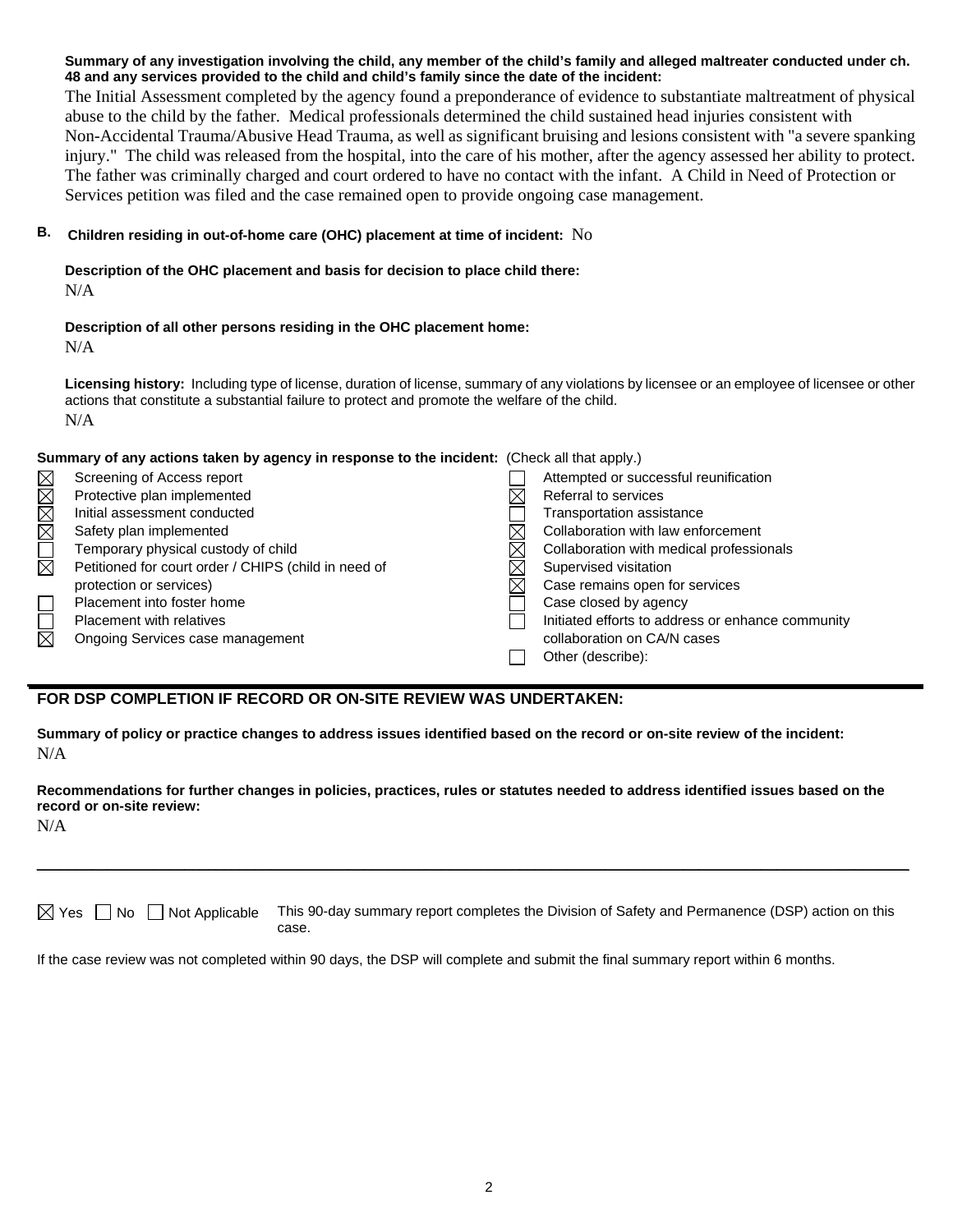**Summary of any investigation involving the child, any member of the child's family and alleged maltreater conducted under ch. 48 and any services provided to the child and child's family since the date of the incident:**

The Initial Assessment completed by the agency found a preponderance of evidence to substantiate maltreatment of physical abuse to the child by the father. Medical professionals determined the child sustained head injuries consistent with Non-Accidental Trauma/Abusive Head Trauma, as well as significant bruising and lesions consistent with "a severe spanking injury." The child was released from the hospital, into the care of his mother, after the agency assessed her ability to protect. The father was criminally charged and court ordered to have no contact with the infant. A Child in Need of Protection or Services petition was filed and the case remained open to provide ongoing case management.

**B. Children residing in out-of-home care (OHC) placement at time of incident:** No

**Description of the OHC placement and basis for decision to place child there:**
N/A

**Description of all other persons residing in the OHC placement home:**
N/A

**Licensing history:** Including type of license, duration of license, summary of any violations by licensee or an employee of licensee or other actions that constitute a substantial failure to protect and promote the welfare of the child.
N/A

**Summary of any actions taken by agency in response to the incident:** (Check all that apply.)

- ☒ Screening of Access report
- ☒ Protective plan implemented
- ☒ Initial assessment conducted
- ☒ Safety plan implemented
- ☐ Temporary physical custody of child
- ☒ Petitioned for court order / CHIPS (child in need of protection or services)
- ☐ Placement into foster home
- ☐ Placement with relatives
- ☒ Ongoing Services case management
- ☐ Attempted or successful reunification
- ☒ Referral to services
- ☐ Transportation assistance
- ☒ Collaboration with law enforcement
- ☒ Collaboration with medical professionals
- ☒ Supervised visitation
- ☒ Case remains open for services
- ☐ Case closed by agency
- ☐ Initiated efforts to address or enhance community collaboration on CA/N cases
- ☐ Other (describe):

## FOR DSP COMPLETION IF RECORD OR ON-SITE REVIEW WAS UNDERTAKEN:

**Summary of policy or practice changes to address issues identified based on the record or on-site review of the incident:**
N/A

**Recommendations for further changes in policies, practices, rules or statutes needed to address identified issues based on the record or on-site review:**
N/A

---

☒ Yes ☐ No ☐ Not Applicable This 90-day summary report completes the Division of Safety and Permanence (DSP) action on this case.

If the case review was not completed within 90 days, the DSP will complete and submit the final summary report within 6 months.